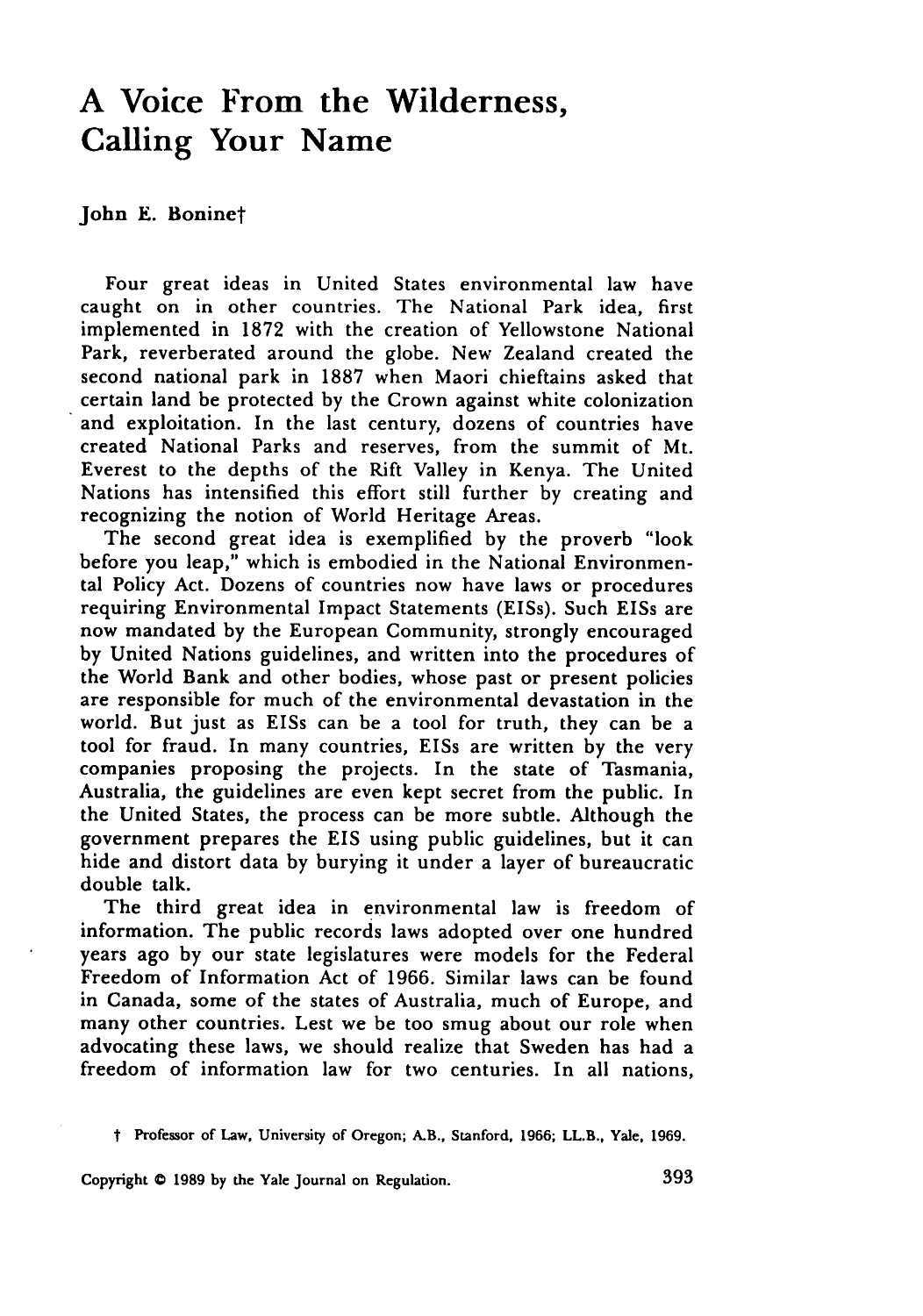# A Voice From the Wilderness, Calling Your Name

John E. Bonine†

Four great ideas in United States environmental law have caught on in other countries. The National Park idea, first implemented in 1872 with the creation of Yellowstone National Park, reverberated around the globe. New Zealand created the second national park in 1887 when Maori chieftains asked that certain land be protected by the Crown against white colonization and exploitation. In the last century, dozens of countries have created National Parks and reserves, from the summit of Mt. Everest to the depths of the Rift Valley in Kenya. The United Nations has intensified this effort still further by creating and recognizing the notion of World Heritage Areas.

The second great idea is exemplified by the proverb "look before you leap," which is embodied in the National Environmental Policy Act. Dozens of countries now have laws or procedures requiring Environmental Impact Statements (EISs). Such EISs are now mandated by the European Community, strongly encouraged by United Nations guidelines, and written into the procedures of the World Bank and other bodies, whose past or present policies are responsible for much of the environmental devastation in the world. But just as EISs can be a tool for truth, they can be a tool for fraud. In many countries, EISs are written by the very companies proposing the projects. In the state of Tasmania, Australia, the guidelines are even kept secret from the public. In the United States, the process can be more subtle. Although the government prepares the EIS using public guidelines, but it can hide and distort data by burying it under a layer of bureaucratic double talk.

The third great idea in environmental law is freedom of information. The public records laws adopted over one hundred years ago by our state legislatures were models for the Federal Freedom of Information Act of 1966. Similar laws can be found in Canada, some of the states of Australia, much of Europe, and many other countries. Lest we be too smug about our role when advocating these laws, we should realize that Sweden has had a freedom of information law for two centuries. In all nations,

† Professor of Law, University of Oregon; A.B., Stanford, 1966; LL.B., Yale, 1969.

Copyright © 1989 by the Yale Journal on Regulation.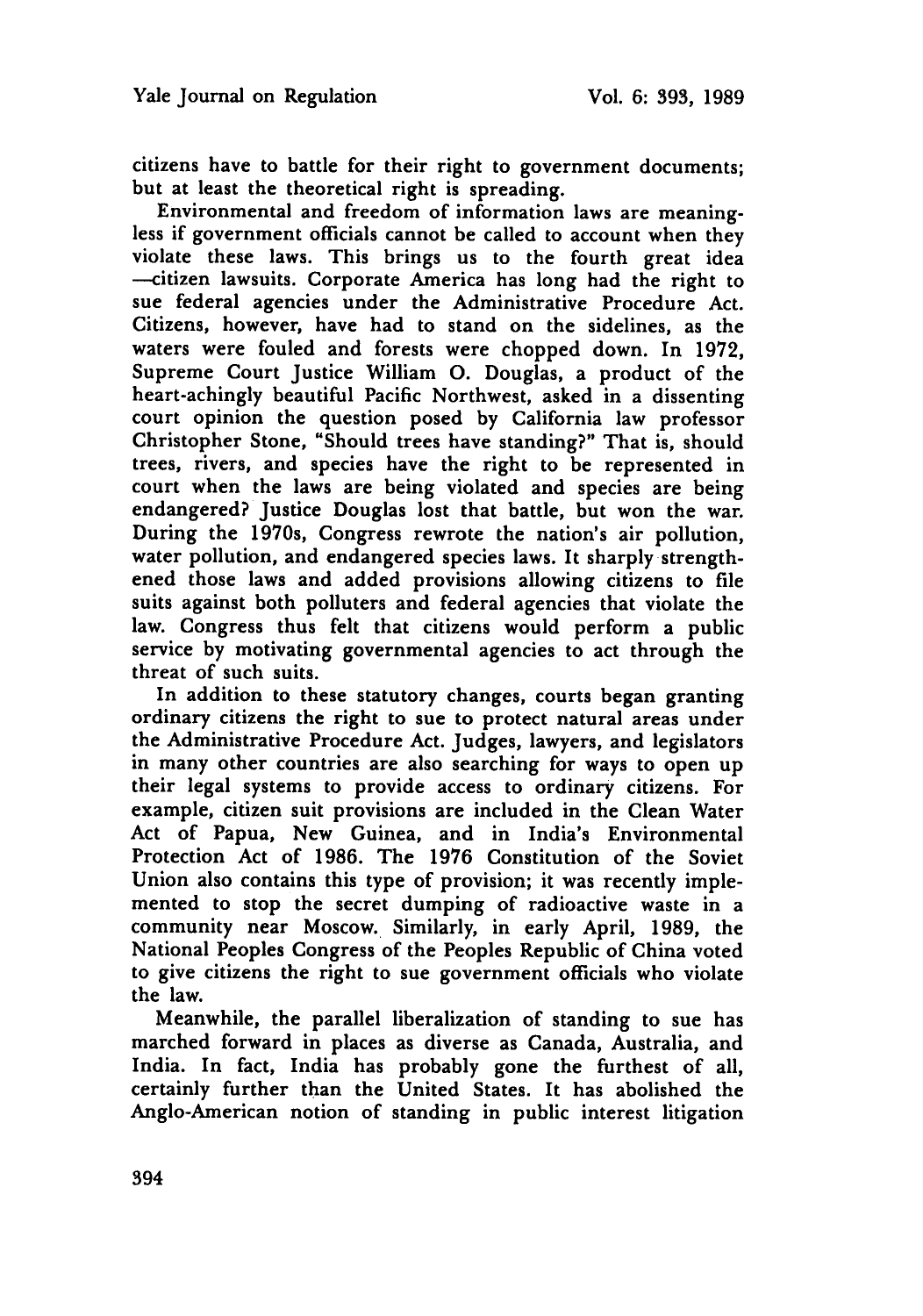citizens have to battle for their right to government documents; but at least the theoretical right is spreading.

Environmental and freedom of information laws are meaningless if government officials cannot be called to account when they violate these laws. This brings us to the fourth great idea —citizen lawsuits. Corporate America has long had the right to sue federal agencies under the Administrative Procedure Act. Citizens, however, have had to stand on the sidelines, as the waters were fouled and forests were chopped down. In 1972, Supreme Court Justice William O. Douglas, a product of the heart-achingly beautiful Pacific Northwest, asked in a dissenting court opinion the question posed by California law professor Christopher Stone, "Should trees have standing?" That is, should trees, rivers, and species have the right to be represented in court when the laws are being violated and species are being endangered? Justice Douglas lost that battle, but won the war. During the 1970s, Congress rewrote the nation's air pollution, water pollution, and endangered species laws. It sharply strengthened those laws and added provisions allowing citizens to file suits against both polluters and federal agencies that violate the law. Congress thus felt that citizens would perform a public service by motivating governmental agencies to act through the threat of such suits.

In addition to these statutory changes, courts began granting ordinary citizens the right to sue to protect natural areas under the Administrative Procedure Act. Judges, lawyers, and legislators in many other countries are also searching for ways to open up their legal systems to provide access to ordinary citizens. For example, citizen suit provisions are included in the Clean Water Act of Papua, New Guinea, and in India's Environmental Protection Act of 1986. The 1976 Constitution of the Soviet Union also contains this type of provision; it was recently implemented to stop the secret dumping of radioactive waste in a community near Moscow. Similarly, in early April, 1989, the National Peoples Congress of the Peoples Republic of China voted to give citizens the right to sue government officials who violate the law.

Meanwhile, the parallel liberalization of standing to sue has marched forward in places as diverse as Canada, Australia, and India. In fact, India has probably gone the furthest of all, certainly further than the United States. It has abolished the Anglo-American notion of standing in public interest litigation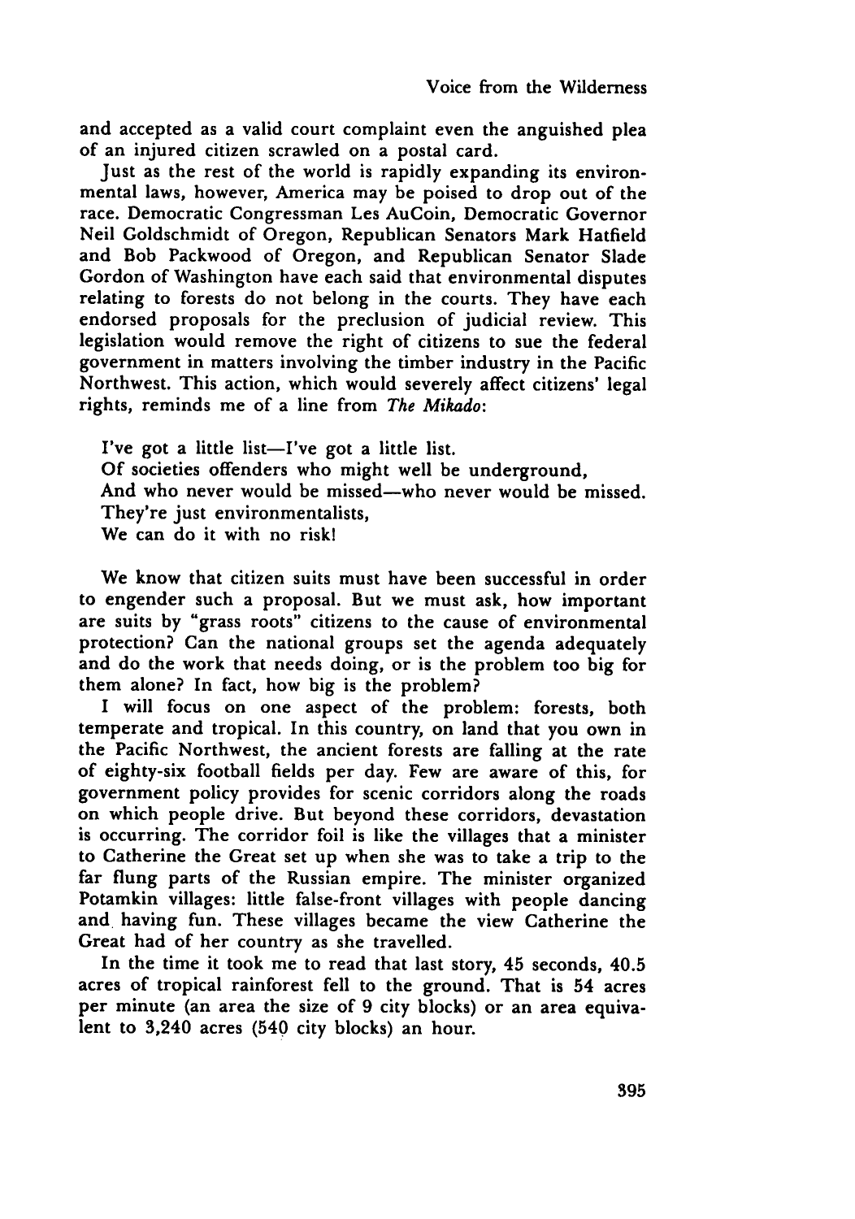and accepted as a valid court complaint even the anguished plea of an injured citizen scrawled on a postal card.

Just as the rest of the world is rapidly expanding its environmental laws, however, America may be poised to drop out of the race. Democratic Congressman Les AuCoin, Democratic Governor Neil Goldschmidt of Oregon, Republican Senators Mark Hatfield and Bob Packwood of Oregon, and Republican Senator Slade Gordon of Washington have each said that environmental disputes relating to forests do not belong in the courts. They have each endorsed proposals for the preclusion of judicial review. This legislation would remove the right of citizens to sue the federal government in matters involving the timber industry in the Pacific Northwest. This action, which would severely affect citizens' legal rights, reminds me of a line from *The Mikado*:

> I've got a little list—I've got a little list.
> Of societies offenders who might well be underground,
> And who never would be missed—who never would be missed.
> They're just environmentalists,
> We can do it with no risk!

We know that citizen suits must have been successful in order to engender such a proposal. But we must ask, how important are suits by "grass roots" citizens to the cause of environmental protection? Can the national groups set the agenda adequately and do the work that needs doing, or is the problem too big for them alone? In fact, how big is the problem?

I will focus on one aspect of the problem: forests, both temperate and tropical. In this country, on land that you own in the Pacific Northwest, the ancient forests are falling at the rate of eighty-six football fields per day. Few are aware of this, for government policy provides for scenic corridors along the roads on which people drive. But beyond these corridors, devastation is occurring. The corridor foil is like the villages that a minister to Catherine the Great set up when she was to take a trip to the far flung parts of the Russian empire. The minister organized Potamkin villages: little false-front villages with people dancing and having fun. These villages became the view Catherine the Great had of her country as she travelled.

In the time it took me to read that last story, 45 seconds, 40.5 acres of tropical rainforest fell to the ground. That is 54 acres per minute (an area the size of 9 city blocks) or an area equivalent to 3,240 acres (540 city blocks) an hour.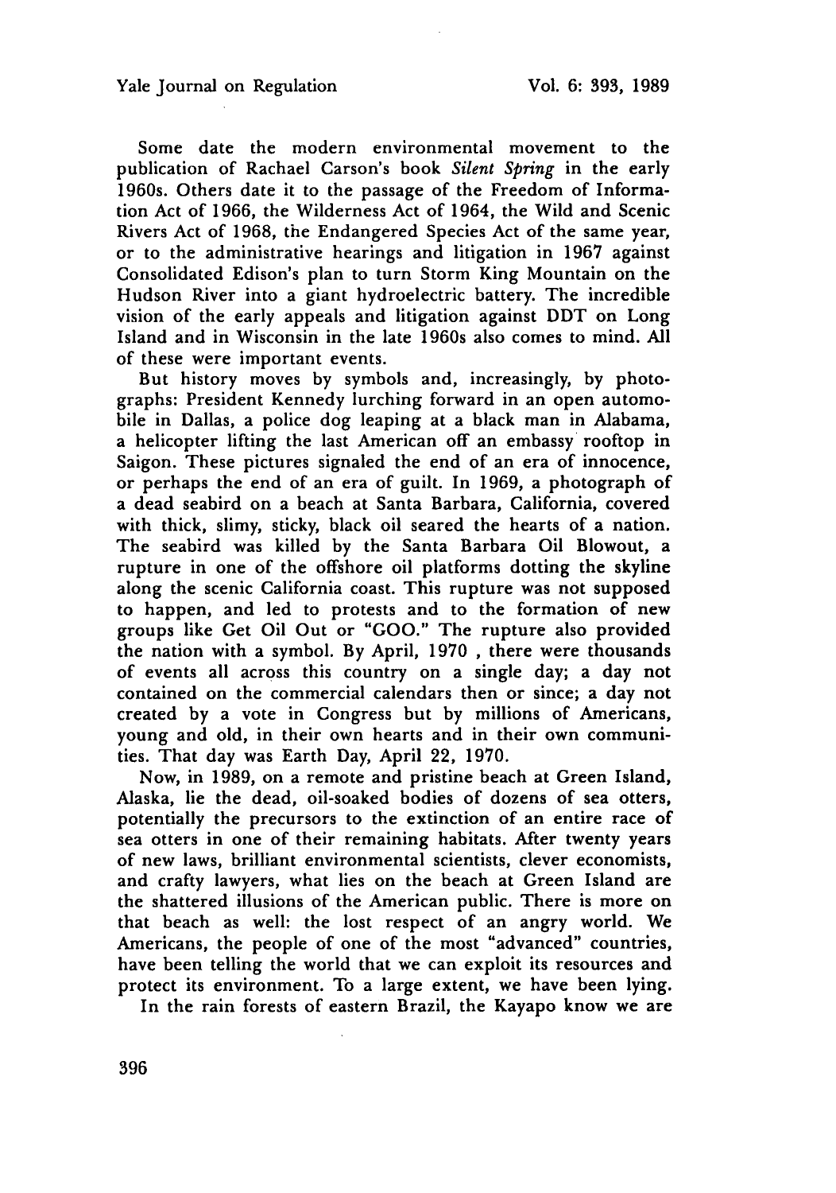Some date the modern environmental movement to the publication of Rachael Carson's book *Silent Spring* in the early 1960s. Others date it to the passage of the Freedom of Information Act of 1966, the Wilderness Act of 1964, the Wild and Scenic Rivers Act of 1968, the Endangered Species Act of the same year, or to the administrative hearings and litigation in 1967 against Consolidated Edison's plan to turn Storm King Mountain on the Hudson River into a giant hydroelectric battery. The incredible vision of the early appeals and litigation against DDT on Long Island and in Wisconsin in the late 1960s also comes to mind. All of these were important events.

But history moves by symbols and, increasingly, by photographs: President Kennedy lurching forward in an open automobile in Dallas, a police dog leaping at a black man in Alabama, a helicopter lifting the last American off an embassy rooftop in Saigon. These pictures signaled the end of an era of innocence, or perhaps the end of an era of guilt. In 1969, a photograph of a dead seabird on a beach at Santa Barbara, California, covered with thick, slimy, sticky, black oil seared the hearts of a nation. The seabird was killed by the Santa Barbara Oil Blowout, a rupture in one of the offshore oil platforms dotting the skyline along the scenic California coast. This rupture was not supposed to happen, and led to protests and to the formation of new groups like Get Oil Out or "GOO." The rupture also provided the nation with a symbol. By April, 1970 , there were thousands of events all across this country on a single day; a day not contained on the commercial calendars then or since; a day not created by a vote in Congress but by millions of Americans, young and old, in their own hearts and in their own communities. That day was Earth Day, April 22, 1970.

Now, in 1989, on a remote and pristine beach at Green Island, Alaska, lie the dead, oil-soaked bodies of dozens of sea otters, potentially the precursors to the extinction of an entire race of sea otters in one of their remaining habitats. After twenty years of new laws, brilliant environmental scientists, clever economists, and crafty lawyers, what lies on the beach at Green Island are the shattered illusions of the American public. There is more on that beach as well: the lost respect of an angry world. We Americans, the people of one of the most "advanced" countries, have been telling the world that we can exploit its resources and protect its environment. To a large extent, we have been lying.

In the rain forests of eastern Brazil, the Kayapo know we are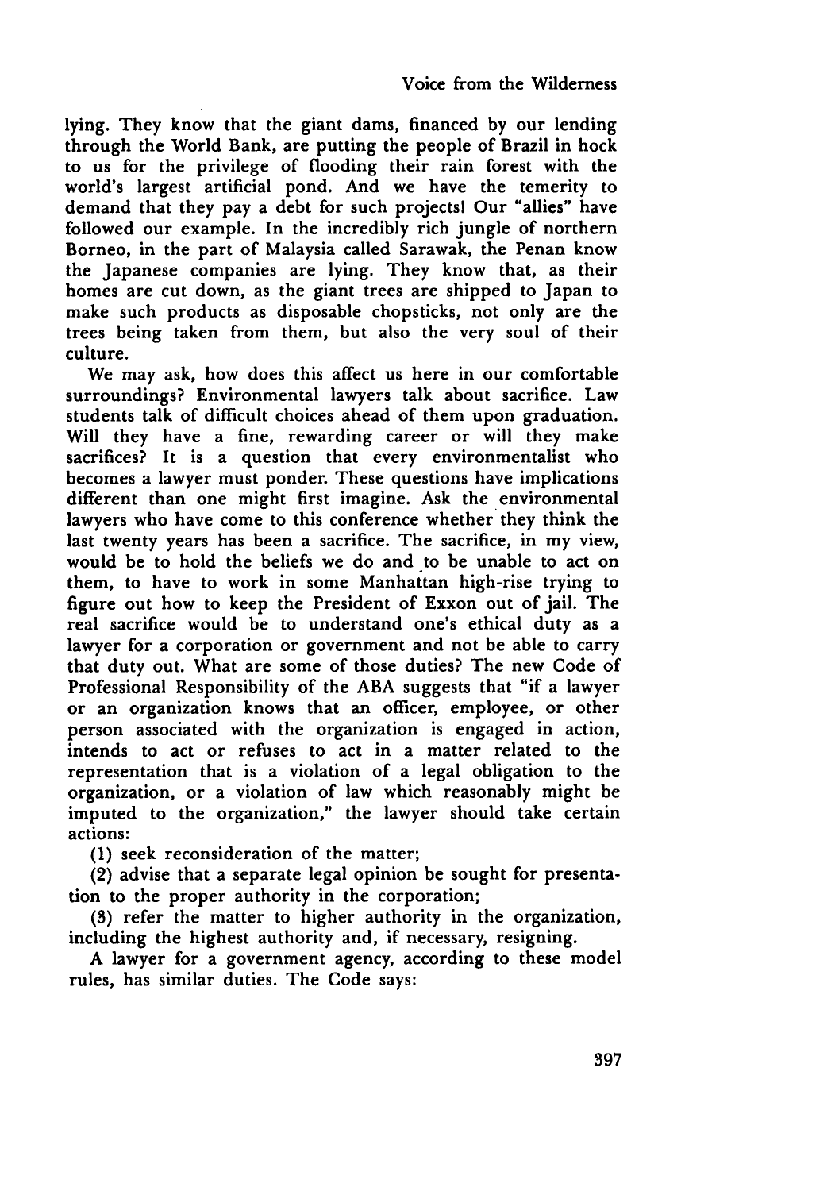lying. They know that the giant dams, financed by our lending through the World Bank, are putting the people of Brazil in hock to us for the privilege of flooding their rain forest with the world's largest artificial pond. And we have the temerity to demand that they pay a debt for such projects! Our "allies" have followed our example. In the incredibly rich jungle of northern Borneo, in the part of Malaysia called Sarawak, the Penan know the Japanese companies are lying. They know that, as their homes are cut down, as the giant trees are shipped to Japan to make such products as disposable chopsticks, not only are the trees being taken from them, but also the very soul of their culture.

We may ask, how does this affect us here in our comfortable surroundings? Environmental lawyers talk about sacrifice. Law students talk of difficult choices ahead of them upon graduation. Will they have a fine, rewarding career or will they make sacrifices? It is a question that every environmentalist who becomes a lawyer must ponder. These questions have implications different than one might first imagine. Ask the environmental lawyers who have come to this conference whether they think the last twenty years has been a sacrifice. The sacrifice, in my view, would be to hold the beliefs we do and to be unable to act on them, to have to work in some Manhattan high-rise trying to figure out how to keep the President of Exxon out of jail. The real sacrifice would be to understand one's ethical duty as a lawyer for a corporation or government and not be able to carry that duty out. What are some of those duties? The new Code of Professional Responsibility of the ABA suggests that "if a lawyer or an organization knows that an officer, employee, or other person associated with the organization is engaged in action, intends to act or refuses to act in a matter related to the representation that is a violation of a legal obligation to the organization, or a violation of law which reasonably might be imputed to the organization," the lawyer should take certain actions:

(1) seek reconsideration of the matter;

(2) advise that a separate legal opinion be sought for presentation to the proper authority in the corporation;

(3) refer the matter to higher authority in the organization, including the highest authority and, if necessary, resigning.

A lawyer for a government agency, according to these model rules, has similar duties. The Code says: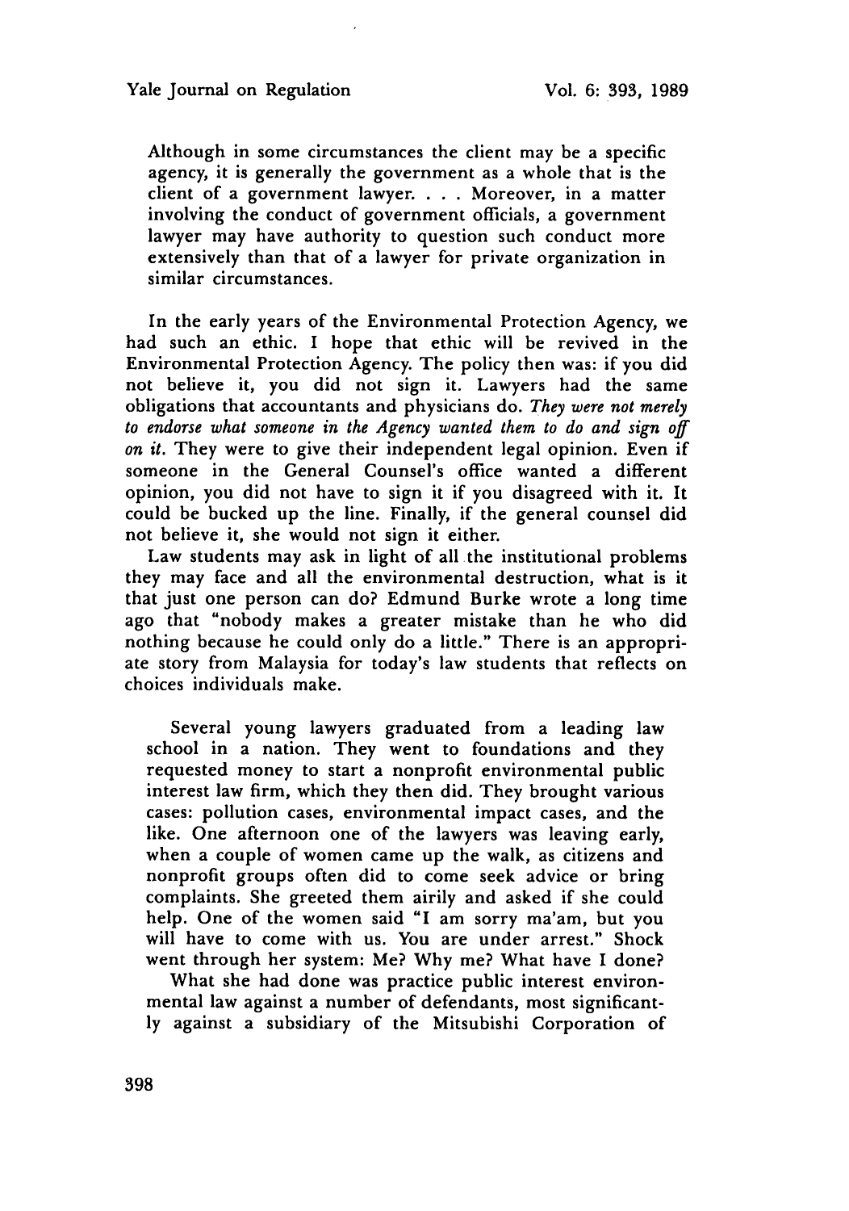> Although in some circumstances the client may be a specific agency, it is generally the government as a whole that is the client of a government lawyer. . . . Moreover, in a matter involving the conduct of government officials, a government lawyer may have authority to question such conduct more extensively than that of a lawyer for private organization in similar circumstances.

In the early years of the Environmental Protection Agency, we had such an ethic. I hope that ethic will be revived in the Environmental Protection Agency. The policy then was: if you did not believe it, you did not sign it. Lawyers had the same obligations that accountants and physicians do. *They were not merely to endorse what someone in the Agency wanted them to do and sign off on it.* They were to give their independent legal opinion. Even if someone in the General Counsel's office wanted a different opinion, you did not have to sign it if you disagreed with it. It could be bucked up the line. Finally, if the general counsel did not believe it, she would not sign it either.

Law students may ask in light of all the institutional problems they may face and all the environmental destruction, what is it that just one person can do? Edmund Burke wrote a long time ago that "nobody makes a greater mistake than he who did nothing because he could only do a little." There is an appropriate story from Malaysia for today's law students that reflects on choices individuals make.

> Several young lawyers graduated from a leading law school in a nation. They went to foundations and they requested money to start a nonprofit environmental public interest law firm, which they then did. They brought various cases: pollution cases, environmental impact cases, and the like. One afternoon one of the lawyers was leaving early, when a couple of women came up the walk, as citizens and nonprofit groups often did to come seek advice or bring complaints. She greeted them airily and asked if she could help. One of the women said "I am sorry ma'am, but you will have to come with us. You are under arrest." Shock went through her system: Me? Why me? What have I done?
>
> What she had done was practice public interest environmental law against a number of defendants, most significantly against a subsidiary of the Mitsubishi Corporation of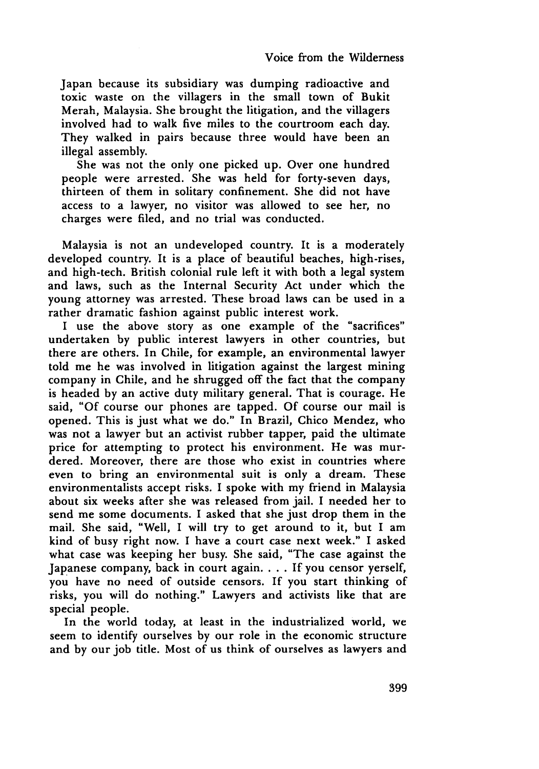Japan because its subsidiary was dumping radioactive and toxic waste on the villagers in the small town of Bukit Merah, Malaysia. She brought the litigation, and the villagers involved had to walk five miles to the courtroom each day. They walked in pairs because three would have been an illegal assembly.

She was not the only one picked up. Over one hundred people were arrested. She was held for forty-seven days, thirteen of them in solitary confinement. She did not have access to a lawyer, no visitor was allowed to see her, no charges were filed, and no trial was conducted.

Malaysia is not an undeveloped country. It is a moderately developed country. It is a place of beautiful beaches, high-rises, and high-tech. British colonial rule left it with both a legal system and laws, such as the Internal Security Act under which the young attorney was arrested. These broad laws can be used in a rather dramatic fashion against public interest work.

I use the above story as one example of the "sacrifices" undertaken by public interest lawyers in other countries, but there are others. In Chile, for example, an environmental lawyer told me he was involved in litigation against the largest mining company in Chile, and he shrugged off the fact that the company is headed by an active duty military general. That is courage. He said, "Of course our phones are tapped. Of course our mail is opened. This is just what we do." In Brazil, Chico Mendez, who was not a lawyer but an activist rubber tapper, paid the ultimate price for attempting to protect his environment. He was murdered. Moreover, there are those who exist in countries where even to bring an environmental suit is only a dream. These environmentalists accept risks. I spoke with my friend in Malaysia about six weeks after she was released from jail. I needed her to send me some documents. I asked that she just drop them in the mail. She said, "Well, I will try to get around to it, but I am kind of busy right now. I have a court case next week." I asked what case was keeping her busy. She said, "The case against the Japanese company, back in court again. . . . If you censor yerself, you have no need of outside censors. If you start thinking of risks, you will do nothing." Lawyers and activists like that are special people.

In the world today, at least in the industrialized world, we seem to identify ourselves by our role in the economic structure and by our job title. Most of us think of ourselves as lawyers and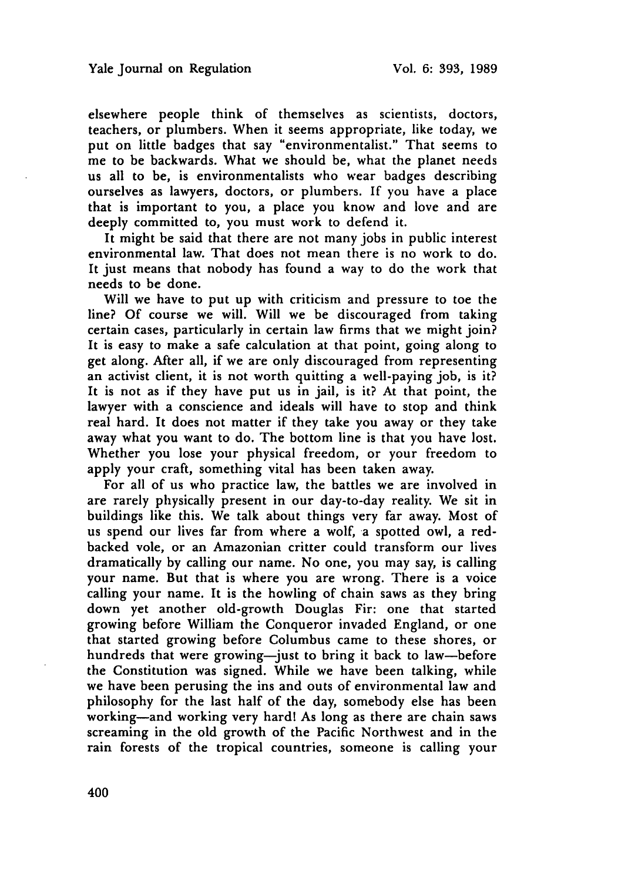elsewhere people think of themselves as scientists, doctors, teachers, or plumbers. When it seems appropriate, like today, we put on little badges that say "environmentalist." That seems to me to be backwards. What we should be, what the planet needs us all to be, is environmentalists who wear badges describing ourselves as lawyers, doctors, or plumbers. If you have a place that is important to you, a place you know and love and are deeply committed to, you must work to defend it.

It might be said that there are not many jobs in public interest environmental law. That does not mean there is no work to do. It just means that nobody has found a way to do the work that needs to be done.

Will we have to put up with criticism and pressure to toe the line? Of course we will. Will we be discouraged from taking certain cases, particularly in certain law firms that we might join? It is easy to make a safe calculation at that point, going along to get along. After all, if we are only discouraged from representing an activist client, it is not worth quitting a well-paying job, is it? It is not as if they have put us in jail, is it? At that point, the lawyer with a conscience and ideals will have to stop and think real hard. It does not matter if they take you away or they take away what you want to do. The bottom line is that you have lost. Whether you lose your physical freedom, or your freedom to apply your craft, something vital has been taken away.

For all of us who practice law, the battles we are involved in are rarely physically present in our day-to-day reality. We sit in buildings like this. We talk about things very far away. Most of us spend our lives far from where a wolf, a spotted owl, a red-backed vole, or an Amazonian critter could transform our lives dramatically by calling our name. No one, you may say, is calling your name. But that is where you are wrong. There is a voice calling your name. It is the howling of chain saws as they bring down yet another old-growth Douglas Fir: one that started growing before William the Conqueror invaded England, or one that started growing before Columbus came to these shores, or hundreds that were growing—just to bring it back to law—before the Constitution was signed. While we have been talking, while we have been perusing the ins and outs of environmental law and philosophy for the last half of the day, somebody else has been working—and working very hard! As long as there are chain saws screaming in the old growth of the Pacific Northwest and in the rain forests of the tropical countries, someone is calling your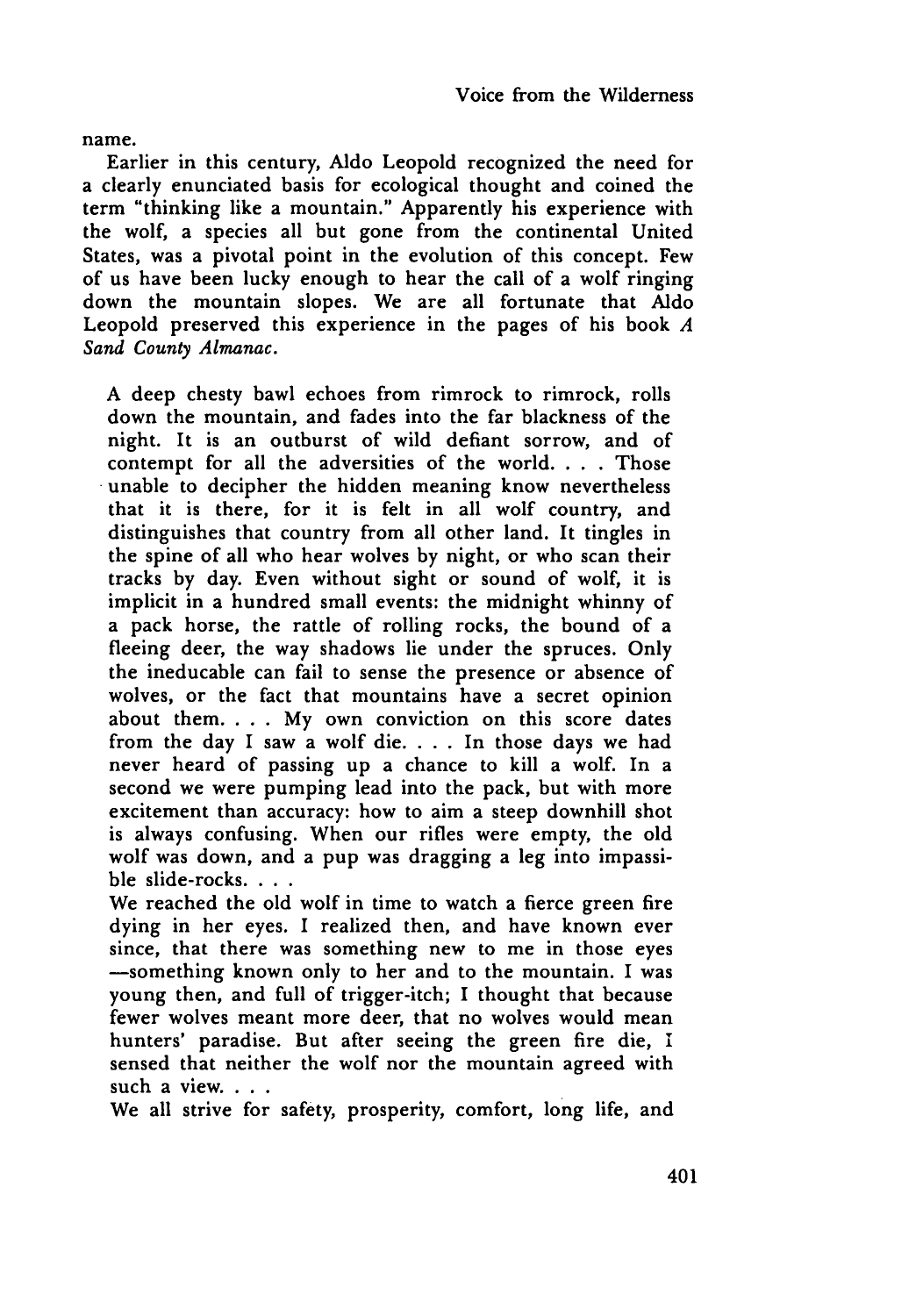name.

Earlier in this century, Aldo Leopold recognized the need for a clearly enunciated basis for ecological thought and coined the term "thinking like a mountain." Apparently his experience with the wolf, a species all but gone from the continental United States, was a pivotal point in the evolution of this concept. Few of us have been lucky enough to hear the call of a wolf ringing down the mountain slopes. We are all fortunate that Aldo Leopold preserved this experience in the pages of his book *A Sand County Almanac*.

> A deep chesty bawl echoes from rimrock to rimrock, rolls down the mountain, and fades into the far blackness of the night. It is an outburst of wild defiant sorrow, and of contempt for all the adversities of the world. . . . Those unable to decipher the hidden meaning know nevertheless that it is there, for it is felt in all wolf country, and distinguishes that country from all other land. It tingles in the spine of all who hear wolves by night, or who scan their tracks by day. Even without sight or sound of wolf, it is implicit in a hundred small events: the midnight whinny of a pack horse, the rattle of rolling rocks, the bound of a fleeing deer, the way shadows lie under the spruces. Only the ineducable can fail to sense the presence or absence of wolves, or the fact that mountains have a secret opinion about them. . . . My own conviction on this score dates from the day I saw a wolf die. . . . In those days we had never heard of passing up a chance to kill a wolf. In a second we were pumping lead into the pack, but with more excitement than accuracy: how to aim a steep downhill shot is always confusing. When our rifles were empty, the old wolf was down, and a pup was dragging a leg into impassible slide-rocks. . . .
>
> We reached the old wolf in time to watch a fierce green fire dying in her eyes. I realized then, and have known ever since, that there was something new to me in those eyes —something known only to her and to the mountain. I was young then, and full of trigger-itch; I thought that because fewer wolves meant more deer, that no wolves would mean hunters' paradise. But after seeing the green fire die, I sensed that neither the wolf nor the mountain agreed with such a view. . . .
>
> We all strive for safety, prosperity, comfort, long life, and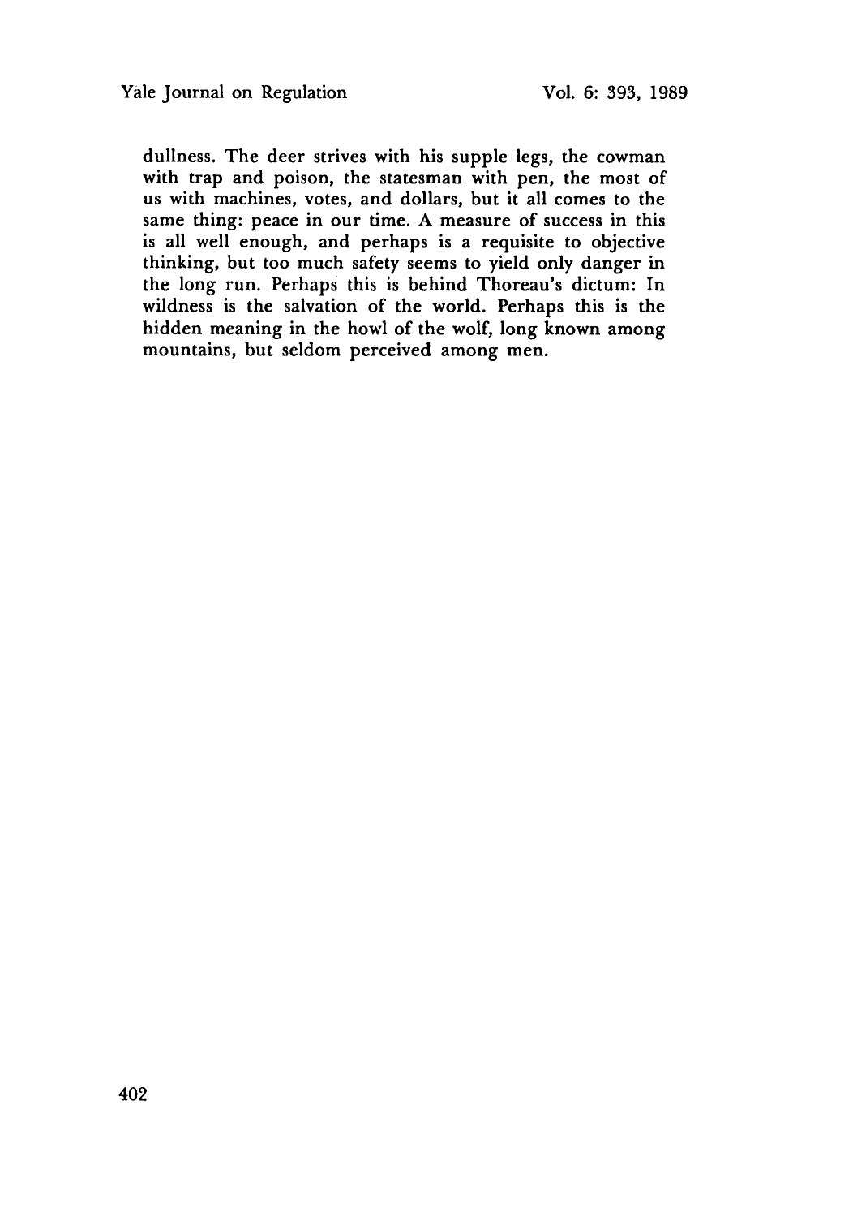dullness. The deer strives with his supple legs, the cowman with trap and poison, the statesman with pen, the most of us with machines, votes, and dollars, but it all comes to the same thing: peace in our time. A measure of success in this is all well enough, and perhaps is a requisite to objective thinking, but too much safety seems to yield only danger in the long run. Perhaps this is behind Thoreau's dictum: In wildness is the salvation of the world. Perhaps this is the hidden meaning in the howl of the wolf, long known among mountains, but seldom perceived among men.